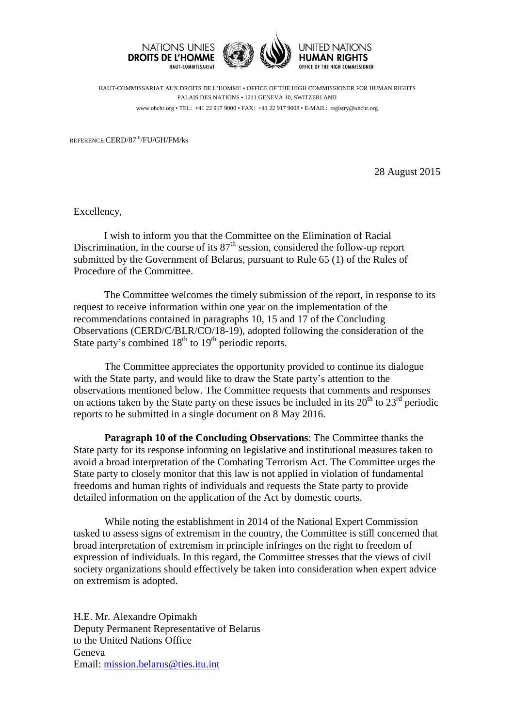NATIONS UNIES
**DROITS DE L'HOMME**
HAUT-COMMISSARIAT

UNITED NATIONS
**HUMAN RIGHTS**
OFFICE OF THE HIGH COMMISSIONER

HAUT-COMMISSARIAT AUX DROITS DE L'HOMME • OFFICE OF THE HIGH COMMISSIONER FOR HUMAN RIGHTS
PALAIS DES NATIONS • 1211 GENEVA 10, SWITZERLAND
www.ohchr.org • TEL: +41 22 917 9000 • FAX: +41 22 917 9008 • E-MAIL: registry@ohchr.org

REFERENCE: CERD/87th/FU/GH/FM/ks

28 August 2015

Excellency,

I wish to inform you that the Committee on the Elimination of Racial Discrimination, in the course of its 87th session, considered the follow-up report submitted by the Government of Belarus, pursuant to Rule 65 (1) of the Rules of Procedure of the Committee.

The Committee welcomes the timely submission of the report, in response to its request to receive information within one year on the implementation of the recommendations contained in paragraphs 10, 15 and 17 of the Concluding Observations (CERD/C/BLR/CO/18-19), adopted following the consideration of the State party's combined 18th to 19th periodic reports.

The Committee appreciates the opportunity provided to continue its dialogue with the State party, and would like to draw the State party's attention to the observations mentioned below. The Committee requests that comments and responses on actions taken by the State party on these issues be included in its 20th to 23rd periodic reports to be submitted in a single document on 8 May 2016.

**Paragraph 10 of the Concluding Observations**: The Committee thanks the State party for its response informing on legislative and institutional measures taken to avoid a broad interpretation of the Combating Terrorism Act. The Committee urges the State party to closely monitor that this law is not applied in violation of fundamental freedoms and human rights of individuals and requests the State party to provide detailed information on the application of the Act by domestic courts.

While noting the establishment in 2014 of the National Expert Commission tasked to assess signs of extremism in the country, the Committee is still concerned that broad interpretation of extremism in principle infringes on the right to freedom of expression of individuals. In this regard, the Committee stresses that the views of civil society organizations should effectively be taken into consideration when expert advice on extremism is adopted.

H.E. Mr. Alexandre Opimakh
Deputy Permanent Representative of Belarus
to the United Nations Office
Geneva
Email: mission.belarus@ties.itu.int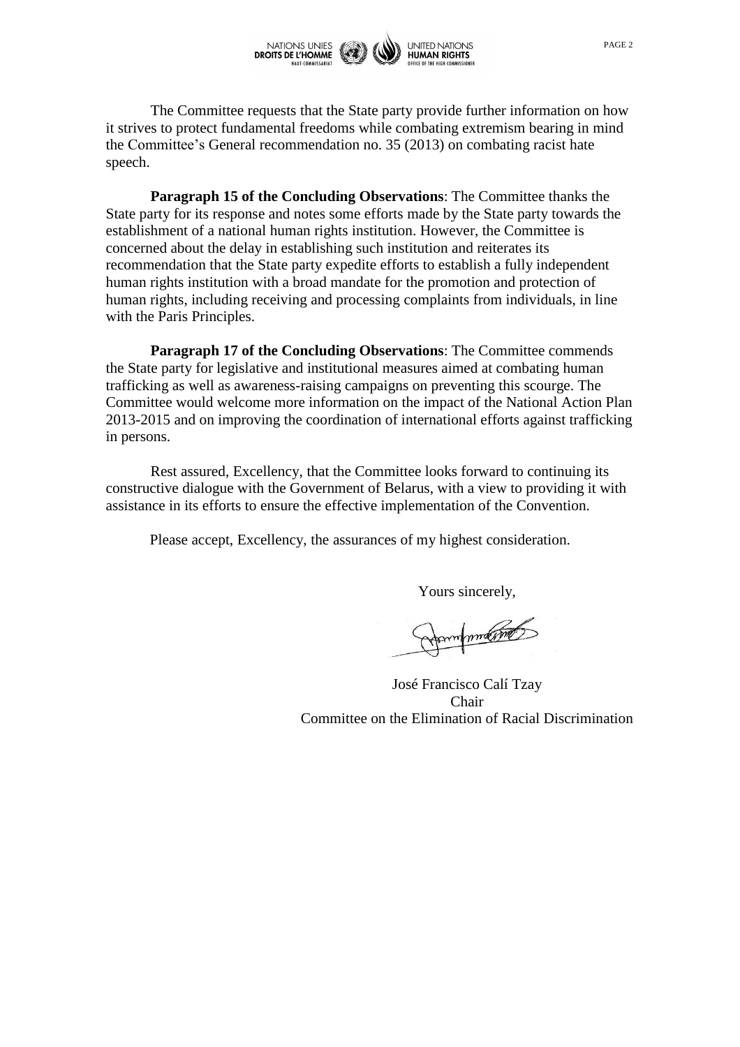The Committee requests that the State party provide further information on how it strives to protect fundamental freedoms while combating extremism bearing in mind the Committee's General recommendation no. 35 (2013) on combating racist hate speech.

**Paragraph 15 of the Concluding Observations**: The Committee thanks the State party for its response and notes some efforts made by the State party towards the establishment of a national human rights institution. However, the Committee is concerned about the delay in establishing such institution and reiterates its recommendation that the State party expedite efforts to establish a fully independent human rights institution with a broad mandate for the promotion and protection of human rights, including receiving and processing complaints from individuals, in line with the Paris Principles.

**Paragraph 17 of the Concluding Observations**: The Committee commends the State party for legislative and institutional measures aimed at combating human trafficking as well as awareness-raising campaigns on preventing this scourge. The Committee would welcome more information on the impact of the National Action Plan 2013-2015 and on improving the coordination of international efforts against trafficking in persons.

Rest assured, Excellency, that the Committee looks forward to continuing its constructive dialogue with the Government of Belarus, with a view to providing it with assistance in its efforts to ensure the effective implementation of the Convention.

Please accept, Excellency, the assurances of my highest consideration.

Yours sincerely,

José Francisco Calí Tzay
Chair
Committee on the Elimination of Racial Discrimination